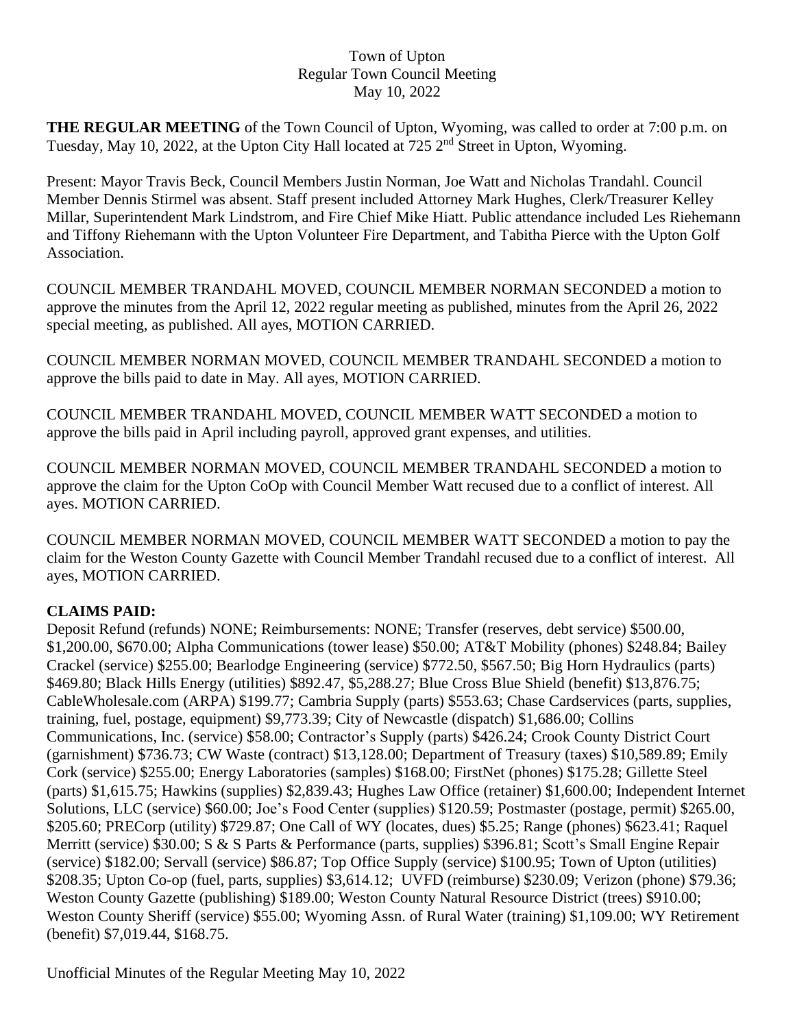Town of Upton
Regular Town Council Meeting
May 10, 2022

**THE REGULAR MEETING** of the Town Council of Upton, Wyoming, was called to order at 7:00 p.m. on Tuesday, May 10, 2022, at the Upton City Hall located at 725 2nd Street in Upton, Wyoming.

Present: Mayor Travis Beck, Council Members Justin Norman, Joe Watt and Nicholas Trandahl. Council Member Dennis Stirmel was absent. Staff present included Attorney Mark Hughes, Clerk/Treasurer Kelley Millar, Superintendent Mark Lindstrom, and Fire Chief Mike Hiatt. Public attendance included Les Riehemann and Tiffony Riehemann with the Upton Volunteer Fire Department, and Tabitha Pierce with the Upton Golf Association.

COUNCIL MEMBER TRANDAHL MOVED, COUNCIL MEMBER NORMAN SECONDED a motion to approve the minutes from the April 12, 2022 regular meeting as published, minutes from the April 26, 2022 special meeting, as published. All ayes, MOTION CARRIED.

COUNCIL MEMBER NORMAN MOVED, COUNCIL MEMBER TRANDAHL SECONDED a motion to approve the bills paid to date in May. All ayes, MOTION CARRIED.

COUNCIL MEMBER TRANDAHL MOVED, COUNCIL MEMBER WATT SECONDED a motion to approve the bills paid in April including payroll, approved grant expenses, and utilities.

COUNCIL MEMBER NORMAN MOVED, COUNCIL MEMBER TRANDAHL SECONDED a motion to approve the claim for the Upton CoOp with Council Member Watt recused due to a conflict of interest. All ayes. MOTION CARRIED.

COUNCIL MEMBER NORMAN MOVED, COUNCIL MEMBER WATT SECONDED a motion to pay the claim for the Weston County Gazette with Council Member Trandahl recused due to a conflict of interest. All ayes, MOTION CARRIED.

**CLAIMS PAID:**
Deposit Refund (refunds) NONE; Reimbursements: NONE; Transfer (reserves, debt service) $500.00, $1,200.00, $670.00; Alpha Communications (tower lease) $50.00; AT&T Mobility (phones) $248.84; Bailey Crackel (service) $255.00; Bearlodge Engineering (service) $772.50, $567.50; Big Horn Hydraulics (parts) $469.80; Black Hills Energy (utilities) $892.47, $5,288.27; Blue Cross Blue Shield (benefit) $13,876.75; CableWholesale.com (ARPA) $199.77; Cambria Supply (parts) $553.63; Chase Cardservices (parts, supplies, training, fuel, postage, equipment) $9,773.39; City of Newcastle (dispatch) $1,686.00; Collins Communications, Inc. (service) $58.00; Contractor's Supply (parts) $426.24; Crook County District Court (garnishment) $736.73; CW Waste (contract) $13,128.00; Department of Treasury (taxes) $10,589.89; Emily Cork (service) $255.00; Energy Laboratories (samples) $168.00; FirstNet (phones) $175.28; Gillette Steel (parts) $1,615.75; Hawkins (supplies) $2,839.43; Hughes Law Office (retainer) $1,600.00; Independent Internet Solutions, LLC (service) $60.00; Joe's Food Center (supplies) $120.59; Postmaster (postage, permit) $265.00, $205.60; PRECorp (utility) $729.87; One Call of WY (locates, dues) $5.25; Range (phones) $623.41; Raquel Merritt (service) $30.00; S & S Parts & Performance (parts, supplies) $396.81; Scott's Small Engine Repair (service) $182.00; Servall (service) $86.87; Top Office Supply (service) $100.95; Town of Upton (utilities) $208.35; Upton Co-op (fuel, parts, supplies) $3,614.12; UVFD (reimburse) $230.09; Verizon (phone) $79.36; Weston County Gazette (publishing) $189.00; Weston County Natural Resource District (trees) $910.00; Weston County Sheriff (service) $55.00; Wyoming Assn. of Rural Water (training) $1,109.00; WY Retirement (benefit) $7,019.44, $168.75.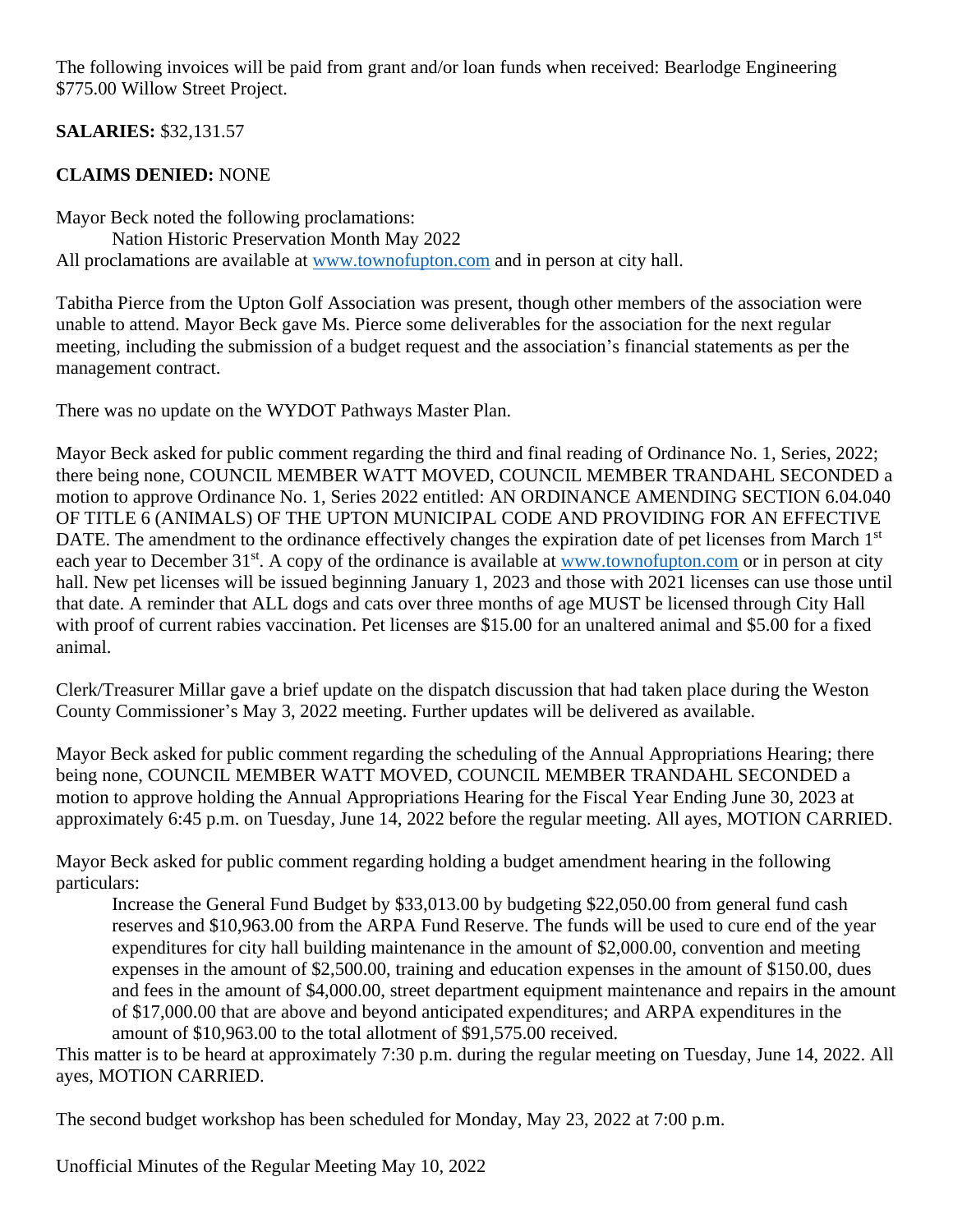The following invoices will be paid from grant and/or loan funds when received: Bearlodge Engineering $775.00 Willow Street Project.

**SALARIES:** $32,131.57

**CLAIMS DENIED:** NONE

Mayor Beck noted the following proclamations:

Nation Historic Preservation Month May 2022

All proclamations are available at www.townofupton.com and in person at city hall.

Tabitha Pierce from the Upton Golf Association was present, though other members of the association were unable to attend. Mayor Beck gave Ms. Pierce some deliverables for the association for the next regular meeting, including the submission of a budget request and the association's financial statements as per the management contract.

There was no update on the WYDOT Pathways Master Plan.

Mayor Beck asked for public comment regarding the third and final reading of Ordinance No. 1, Series, 2022; there being none, COUNCIL MEMBER WATT MOVED, COUNCIL MEMBER TRANDAHL SECONDED a motion to approve Ordinance No. 1, Series 2022 entitled: AN ORDINANCE AMENDING SECTION 6.04.040 OF TITLE 6 (ANIMALS) OF THE UPTON MUNICIPAL CODE AND PROVIDING FOR AN EFFECTIVE DATE. The amendment to the ordinance effectively changes the expiration date of pet licenses from March 1st each year to December 31st. A copy of the ordinance is available at www.townofupton.com or in person at city hall. New pet licenses will be issued beginning January 1, 2023 and those with 2021 licenses can use those until that date. A reminder that ALL dogs and cats over three months of age MUST be licensed through City Hall with proof of current rabies vaccination. Pet licenses are $15.00 for an unaltered animal and $5.00 for a fixed animal.

Clerk/Treasurer Millar gave a brief update on the dispatch discussion that had taken place during the Weston County Commissioner's May 3, 2022 meeting. Further updates will be delivered as available.

Mayor Beck asked for public comment regarding the scheduling of the Annual Appropriations Hearing; there being none, COUNCIL MEMBER WATT MOVED, COUNCIL MEMBER TRANDAHL SECONDED a motion to approve holding the Annual Appropriations Hearing for the Fiscal Year Ending June 30, 2023 at approximately 6:45 p.m. on Tuesday, June 14, 2022 before the regular meeting. All ayes, MOTION CARRIED.

Mayor Beck asked for public comment regarding holding a budget amendment hearing in the following particulars:

> Increase the General Fund Budget by $33,013.00 by budgeting $22,050.00 from general fund cash reserves and $10,963.00 from the ARPA Fund Reserve. The funds will be used to cure end of the year expenditures for city hall building maintenance in the amount of $2,000.00, convention and meeting expenses in the amount of $2,500.00, training and education expenses in the amount of $150.00, dues and fees in the amount of $4,000.00, street department equipment maintenance and repairs in the amount of $17,000.00 that are above and beyond anticipated expenditures; and ARPA expenditures in the amount of $10,963.00 to the total allotment of $91,575.00 received.

This matter is to be heard at approximately 7:30 p.m. during the regular meeting on Tuesday, June 14, 2022. All ayes, MOTION CARRIED.

The second budget workshop has been scheduled for Monday, May 23, 2022 at 7:00 p.m.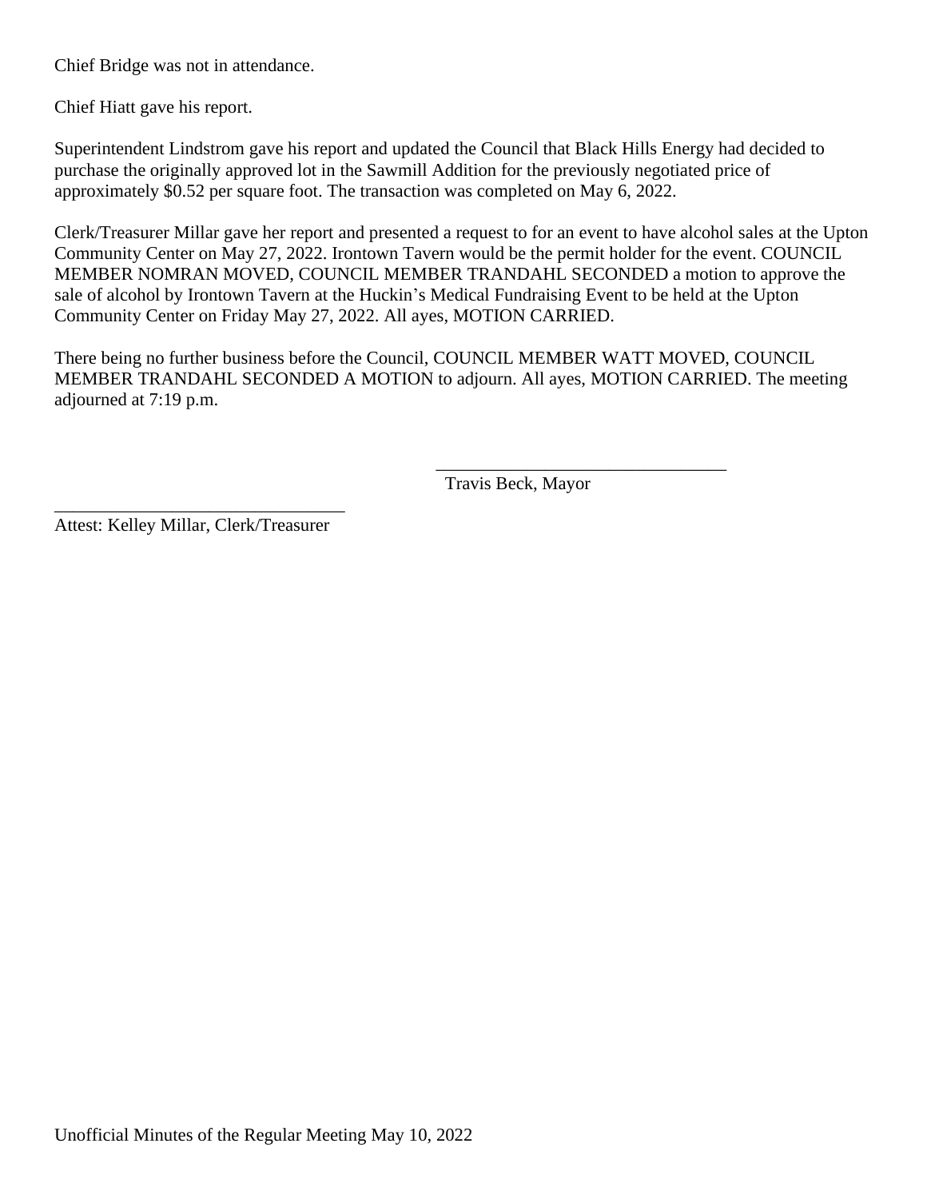Chief Bridge was not in attendance.

Chief Hiatt gave his report.

Superintendent Lindstrom gave his report and updated the Council that Black Hills Energy had decided to purchase the originally approved lot in the Sawmill Addition for the previously negotiated price of approximately $0.52 per square foot. The transaction was completed on May 6, 2022.

Clerk/Treasurer Millar gave her report and presented a request to for an event to have alcohol sales at the Upton Community Center on May 27, 2022. Irontown Tavern would be the permit holder for the event. COUNCIL MEMBER NOMRAN MOVED, COUNCIL MEMBER TRANDAHL SECONDED a motion to approve the sale of alcohol by Irontown Tavern at the Huckin's Medical Fundraising Event to be held at the Upton Community Center on Friday May 27, 2022. All ayes, MOTION CARRIED.

There being no further business before the Council, COUNCIL MEMBER WATT MOVED, COUNCIL MEMBER TRANDAHL SECONDED A MOTION to adjourn. All ayes, MOTION CARRIED. The meeting adjourned at 7:19 p.m.

\_\_\_\_\_\_\_\_\_\_\_\_\_\_\_\_\_\_\_\_\_\_\_\_\_\_\_\_\_\_\_\_
Travis Beck, Mayor

\_\_\_\_\_\_\_\_\_\_\_\_\_\_\_\_\_\_\_\_\_\_\_\_\_\_\_\_\_\_\_\_
Attest: Kelley Millar, Clerk/Treasurer

Unofficial Minutes of the Regular Meeting May 10, 2022